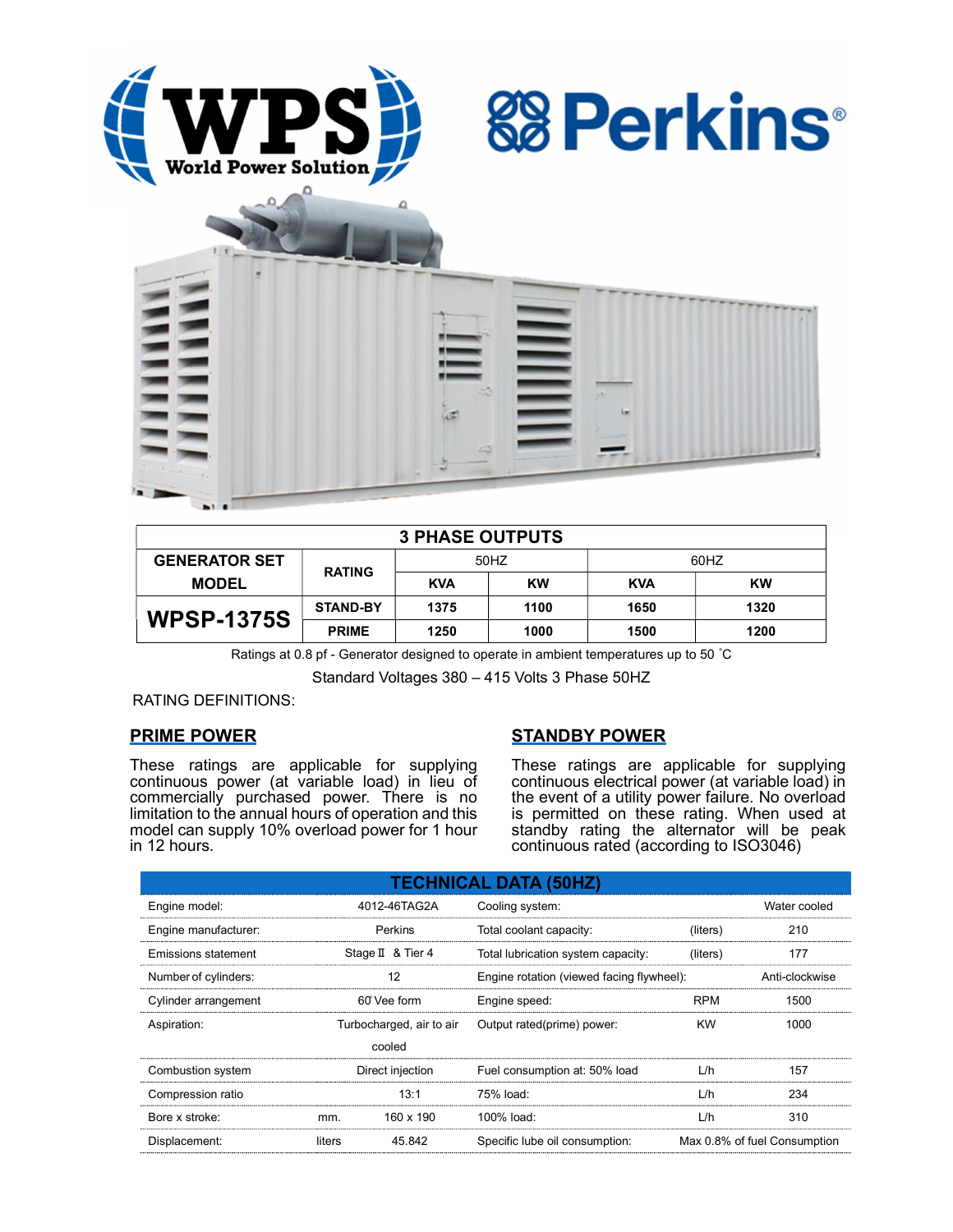| 3 PHASE OUTPUTS | | | | | |
|---|---|---|---|---|---|
| GENERATOR SET MODEL | RATING | 50HZ | | 60HZ | |
| | | KVA | KW | KVA | KW |
| WPSP-1375S | STAND-BY | 1375 | 1100 | 1650 | 1320 |
| | PRIME | 1250 | 1000 | 1500 | 1200 |

Ratings at 0.8 pf - Generator designed to operate in ambient temperatures up to 50 ˚C

Standard Voltages 380 – 415 Volts 3 Phase 50HZ

RATING DEFINITIONS:

## PRIME POWER

These ratings are applicable for supplying continuous power (at variable load) in lieu of commercially purchased power. There is no limitation to the annual hours of operation and this model can supply 10% overload power for 1 hour in 12 hours.

## STANDBY POWER

These ratings are applicable for supplying continuous electrical power (at variable load) in the event of a utility power failure. No overload is permitted on these rating. When used at standby rating the alternator will be peak continuous rated (according to ISO3046)

| TECHNICAL DATA (50HZ) | | | | | |
|---|---|---|---|---|---|
| Engine model: | | 4012-46TAG2A | Cooling system: | | Water cooled |
| Engine manufacturer: | | Perkins | Total coolant capacity: | (liters) | 210 |
| Emissions statement | | Stage Ⅱ & Tier 4 | Total lubrication system capacity: | (liters) | 177 |
| Number of cylinders: | | 12 | Engine rotation (viewed facing flywheel): | | Anti-clockwise |
| Cylinder arrangement | | 60̊ Vee form | Engine speed: | RPM | 1500 |
| Aspiration: | | Turbocharged, air to air cooled | Output rated(prime) power: | KW | 1000 |
| Combustion system | | Direct injection | Fuel consumption at: 50% load | L/h | 157 |
| Compression ratio | | 13:1 | 75% load: | L/h | 234 |
| Bore x stroke: | mm. | 160 x 190 | 100% load: | L/h | 310 |
| Displacement: | liters | 45.842 | Specific lube oil consumption: | | Max 0.8% of fuel Consumption |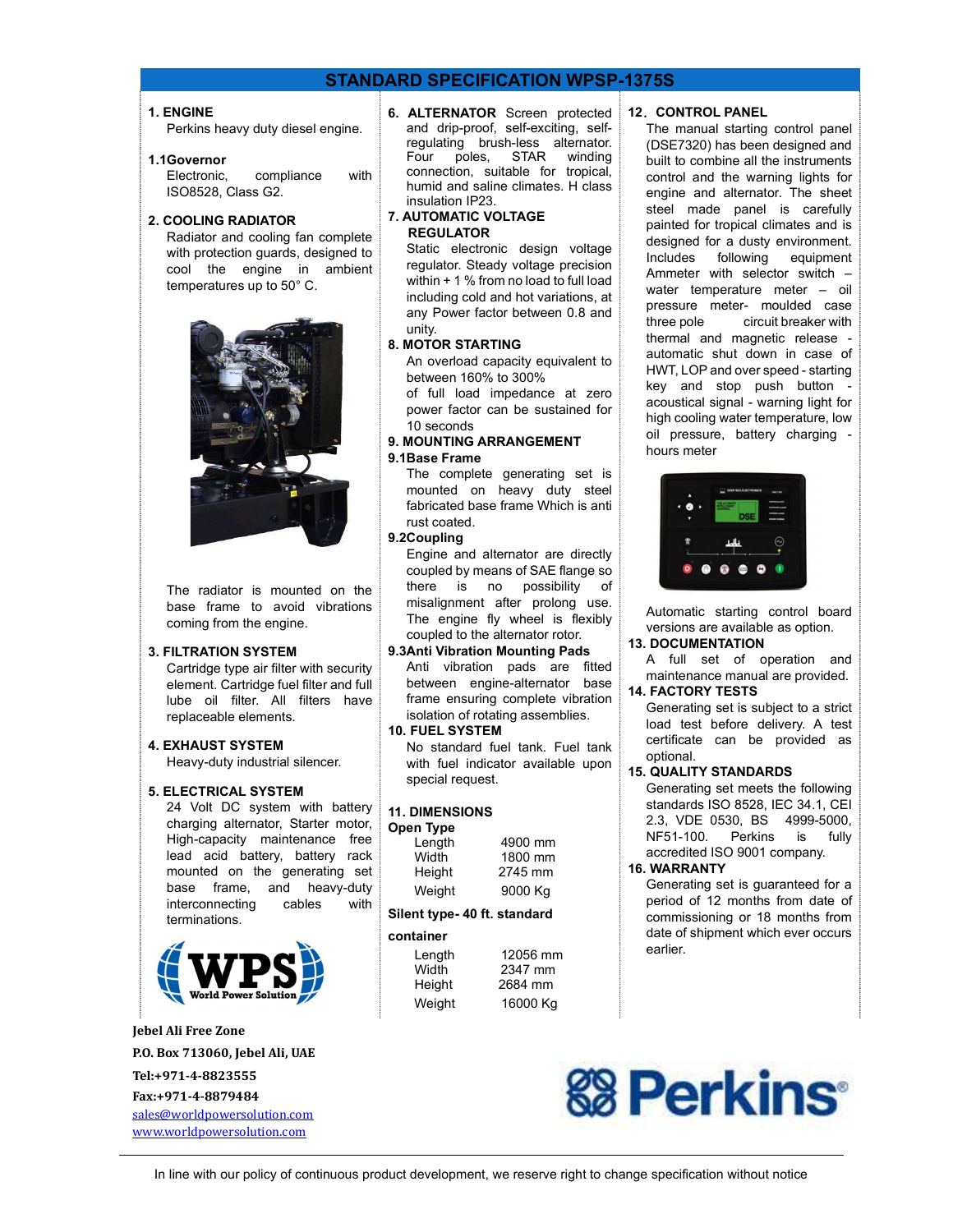# STANDARD SPECIFICATION WPSP-1375S

### 1. ENGINE

Perkins heavy duty diesel engine.

### 1.1Governor

Electronic, compliance with ISO8528, Class G2.

### 2. COOLING RADIATOR

Radiator and cooling fan complete with protection guards, designed to cool the engine in ambient temperatures up to 50° C.

The radiator is mounted on the base frame to avoid vibrations coming from the engine.

### 3. FILTRATION SYSTEM

Cartridge type air filter with security element. Cartridge fuel filter and full lube oil filter. All filters have replaceable elements.

### 4. EXHAUST SYSTEM

Heavy-duty industrial silencer.

### 5. ELECTRICAL SYSTEM

24 Volt DC system with battery charging alternator, Starter motor, High-capacity maintenance free lead acid battery, battery rack mounted on the generating set base frame, and heavy-duty interconnecting cables with terminations.

### 6. ALTERNATOR

Screen protected and drip-proof, self-exciting, self-regulating brush-less alternator. Four poles, STAR winding connection, suitable for tropical, humid and saline climates. H class insulation IP23.

### 7. AUTOMATIC VOLTAGE REGULATOR

Static electronic design voltage regulator. Steady voltage precision within + 1 % from no load to full load including cold and hot variations, at any Power factor between 0.8 and unity.

### 8. MOTOR STARTING

An overload capacity equivalent to between 160% to 300%

of full load impedance at zero power factor can be sustained for 10 seconds

### 9. MOUNTING ARRANGEMENT

### 9.1Base Frame

The complete generating set is mounted on heavy duty steel fabricated base frame Which is anti rust coated.

### 9.2Coupling

Engine and alternator are directly coupled by means of SAE flange so there is no possibility of misalignment after prolong use. The engine fly wheel is flexibly coupled to the alternator rotor.

### 9.3Anti Vibration Mounting Pads

Anti vibration pads are fitted between engine-alternator base frame ensuring complete vibration isolation of rotating assemblies.

### 10. FUEL SYSTEM

No standard fuel tank. Fuel tank with fuel indicator available upon special request.

### 11. DIMENSIONS

**Open Type**

| | |
|---|---|
| Length | 4900 mm |
| Width | 1800 mm |
| Height | 2745 mm |
| Weight | 9000 Kg |

**Silent type- 40 ft. standard container**

| | |
|---|---|
| Length | 12056 mm |
| Width | 2347 mm |
| Height | 2684 mm |
| Weight | 16000 Kg |

### 12. CONTROL PANEL

The manual starting control panel (DSE7320) has been designed and built to combine all the instruments control and the warning lights for engine and alternator. The sheet steel made panel is carefully painted for tropical climates and is designed for a dusty environment. Includes following equipment Ammeter with selector switch – water temperature meter – oil pressure meter- moulded case three pole circuit breaker with thermal and magnetic release - automatic shut down in case of HWT, LOP and over speed - starting key and stop push button - acoustical signal - warning light for high cooling water temperature, low oil pressure, battery charging - hours meter

Automatic starting control board versions are available as option.

### 13. DOCUMENTATION

A full set of operation and maintenance manual are provided.

### 14. FACTORY TESTS

Generating set is subject to a strict load test before delivery. A test certificate can be provided as optional.

### 15. QUALITY STANDARDS

Generating set meets the following standards ISO 8528, IEC 34.1, CEI 2.3, VDE 0530, BS 4999-5000, NF51-100. Perkins is fully accredited ISO 9001 company.

### 16. WARRANTY

Generating set is guaranteed for a period of 12 months from date of commissioning or 18 months from date of shipment which ever occurs earlier.

WPS World Power Solution

**Jebel Ali Free Zone**
**P.O. Box 713060, Jebel Ali, UAE**
**Tel:+971-4-8823555**
**Fax:+971-4-8879484**
sales@worldpowersolution.com
www.worldpowersolution.com

Perkins

In line with our policy of continuous product development, we reserve right to change specification without notice